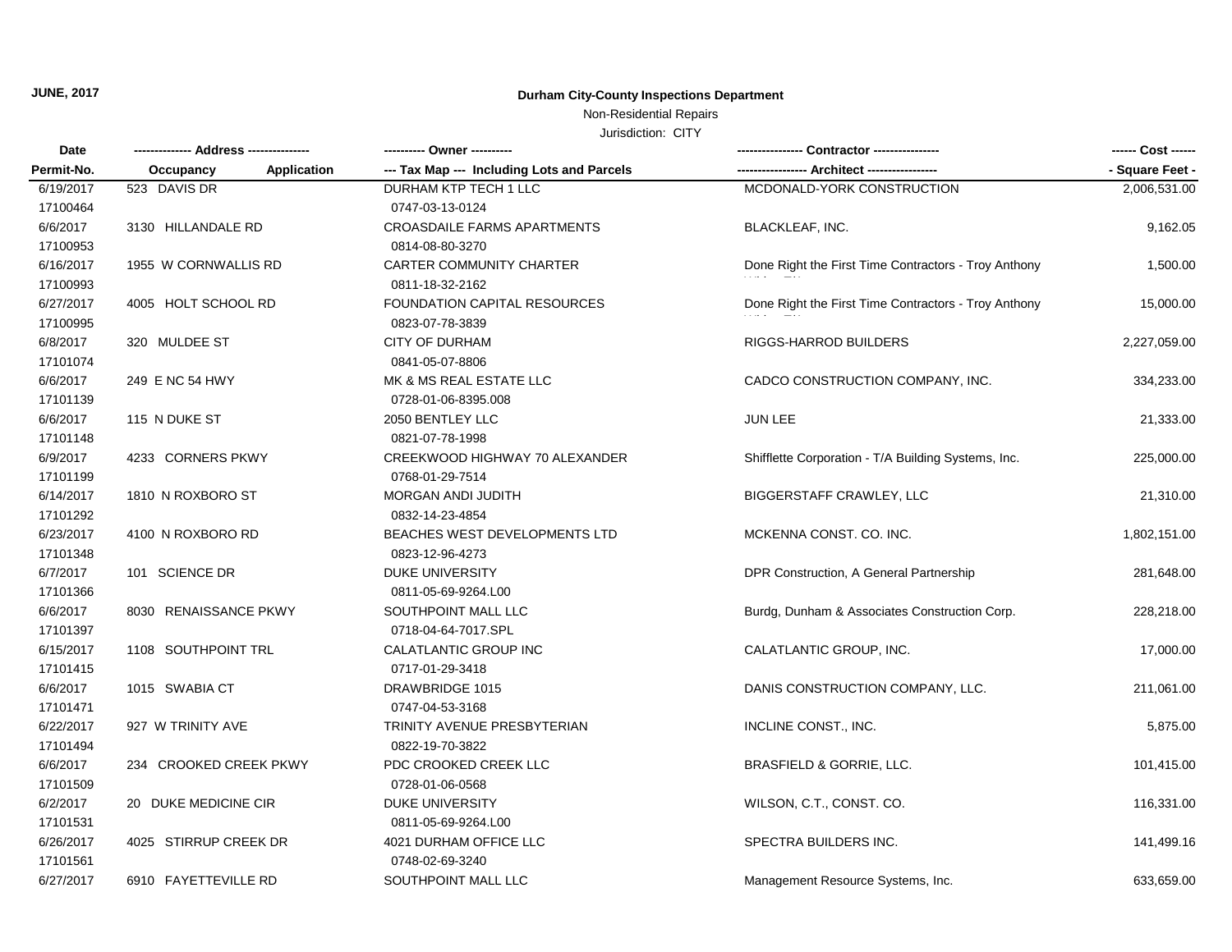**JUNE, 2017**

**Durham City-County Inspections Department**

Non-Residential Repairs

Jurisdiction: CITY

| Date<br>Permit-No. | Address<br>Occupancy / Application | Owner<br>Tax Map --- Including Lots and Parcels | Contractor<br>Architect | Cost<br>Square Feet |
|---|---|---|---|---|
| 6/19/2017<br>17100464 | 523 DAVIS DR | DURHAM KTP TECH 1 LLC<br>0747-03-13-0124 | MCDONALD-YORK CONSTRUCTION | 2,006,531.00 |
| 6/6/2017<br>17100953 | 3130 HILLANDALE RD | CROASDAILE FARMS APARTMENTS<br>0814-08-80-3270 | BLACKLEAF, INC. | 9,162.05 |
| 6/16/2017<br>17100993 | 1955 W CORNWALLIS RD | CARTER COMMUNITY CHARTER<br>0811-18-32-2162 | Done Right the First Time Contractors - Troy Anthony | 1,500.00 |
| 6/27/2017<br>17100995 | 4005 HOLT SCHOOL RD | FOUNDATION CAPITAL RESOURCES<br>0823-07-78-3839 | Done Right the First Time Contractors - Troy Anthony | 15,000.00 |
| 6/8/2017<br>17101074 | 320 MULDEE ST | CITY OF DURHAM<br>0841-05-07-8806 | RIGGS-HARROD BUILDERS | 2,227,059.00 |
| 6/6/2017<br>17101139 | 249 E NC 54 HWY | MK & MS REAL ESTATE LLC<br>0728-01-06-8395.008 | CADCO CONSTRUCTION COMPANY, INC. | 334,233.00 |
| 6/6/2017<br>17101148 | 115 N DUKE ST | 2050 BENTLEY LLC<br>0821-07-78-1998 | JUN LEE | 21,333.00 |
| 6/9/2017<br>17101199 | 4233 CORNERS PKWY | CREEKWOOD HIGHWAY 70 ALEXANDER<br>0768-01-29-7514 | Shifflette Corporation - T/A Building Systems, Inc. | 225,000.00 |
| 6/14/2017<br>17101292 | 1810 N ROXBORO ST | MORGAN ANDI JUDITH<br>0832-14-23-4854 | BIGGERSTAFF CRAWLEY, LLC | 21,310.00 |
| 6/23/2017<br>17101348 | 4100 N ROXBORO RD | BEACHES WEST DEVELOPMENTS LTD<br>0823-12-96-4273 | MCKENNA CONST. CO. INC. | 1,802,151.00 |
| 6/7/2017<br>17101366 | 101 SCIENCE DR | DUKE UNIVERSITY<br>0811-05-69-9264.L00 | DPR Construction, A General Partnership | 281,648.00 |
| 6/6/2017<br>17101397 | 8030 RENAISSANCE PKWY | SOUTHPOINT MALL LLC<br>0718-04-64-7017.SPL | Burdg, Dunham & Associates Construction Corp. | 228,218.00 |
| 6/15/2017<br>17101415 | 1108 SOUTHPOINT TRL | CALATLANTIC GROUP INC<br>0717-01-29-3418 | CALATLANTIC GROUP, INC. | 17,000.00 |
| 6/6/2017<br>17101471 | 1015 SWABIA CT | DRAWBRIDGE 1015<br>0747-04-53-3168 | DANIS CONSTRUCTION COMPANY, LLC. | 211,061.00 |
| 6/22/2017<br>17101494 | 927 W TRINITY AVE | TRINITY AVENUE PRESBYTERIAN<br>0822-19-70-3822 | INCLINE CONST., INC. | 5,875.00 |
| 6/6/2017<br>17101509 | 234 CROOKED CREEK PKWY | PDC CROOKED CREEK LLC<br>0728-01-06-0568 | BRASFIELD & GORRIE, LLC. | 101,415.00 |
| 6/2/2017<br>17101531 | 20 DUKE MEDICINE CIR | DUKE UNIVERSITY<br>0811-05-69-9264.L00 | WILSON, C.T., CONST. CO. | 116,331.00 |
| 6/26/2017<br>17101561 | 4025 STIRRUP CREEK DR | 4021 DURHAM OFFICE LLC<br>0748-02-69-3240 | SPECTRA BUILDERS INC. | 141,499.16 |
| 6/27/2017 | 6910 FAYETTEVILLE RD | SOUTHPOINT MALL LLC | Management Resource Systems, Inc. | 633,659.00 |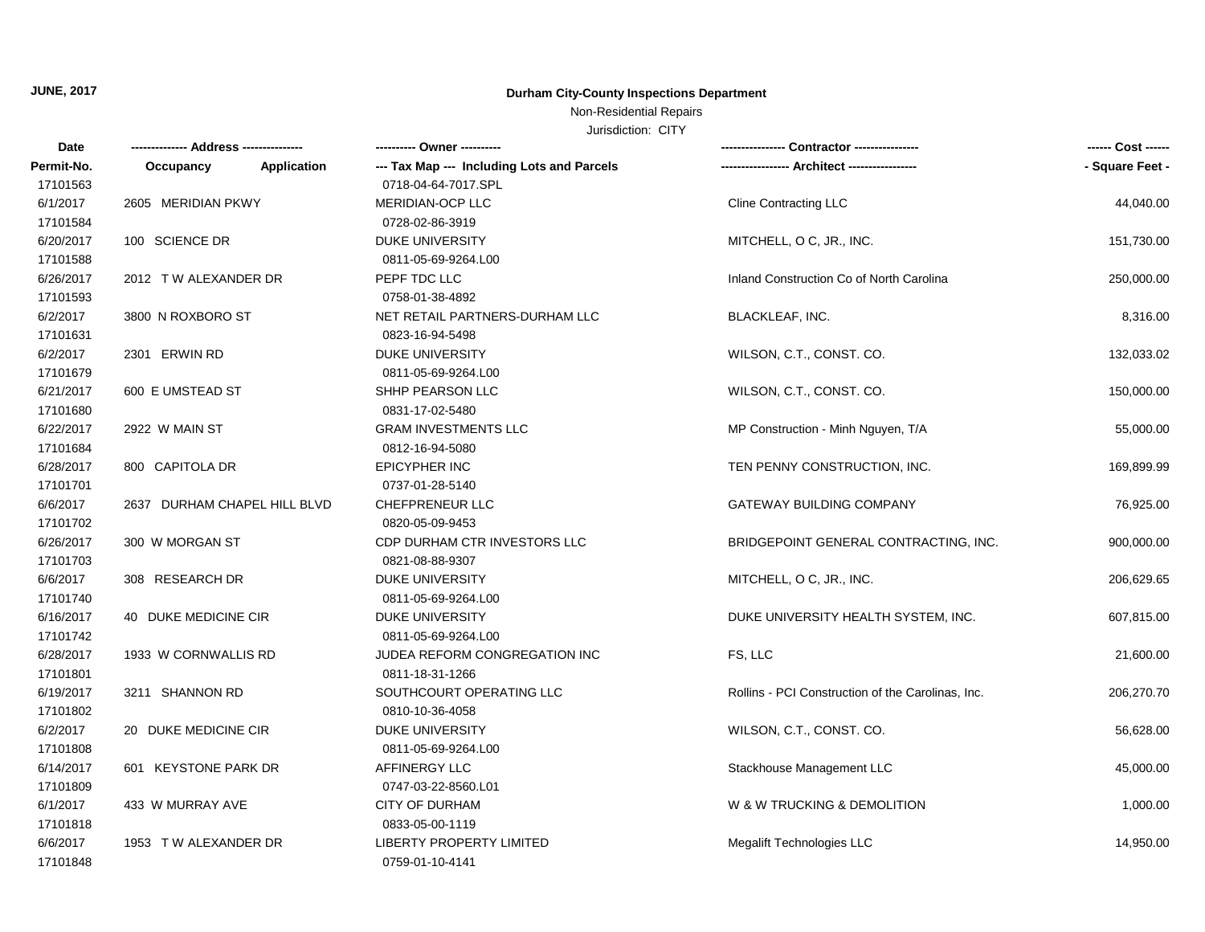**JUNE, 2017**

**Durham City-County Inspections Department**

Non-Residential Repairs

Jurisdiction: CITY

| Date / Permit-No. | Address / Occupancy Application | Owner / Tax Map (Including Lots and Parcels) | Contractor / Architect | Cost / Square Feet |
|---|---|---|---|---|
| 17101563 | | 0718-04-64-7017.SPL | | |
| 6/1/2017 | 2605 MERIDIAN PKWY | MERIDIAN-OCP LLC | Cline Contracting LLC | 44,040.00 |
| 17101584 | | 0728-02-86-3919 | | |
| 6/20/2017 | 100 SCIENCE DR | DUKE UNIVERSITY | MITCHELL, O C, JR., INC. | 151,730.00 |
| 17101588 | | 0811-05-69-9264.L00 | | |
| 6/26/2017 | 2012 T W ALEXANDER DR | PEPF TDC LLC | Inland Construction Co of North Carolina | 250,000.00 |
| 17101593 | | 0758-01-38-4892 | | |
| 6/2/2017 | 3800 N ROXBORO ST | NET RETAIL PARTNERS-DURHAM LLC | BLACKLEAF, INC. | 8,316.00 |
| 17101631 | | 0823-16-94-5498 | | |
| 6/2/2017 | 2301 ERWIN RD | DUKE UNIVERSITY | WILSON, C.T., CONST. CO. | 132,033.02 |
| 17101679 | | 0811-05-69-9264.L00 | | |
| 6/21/2017 | 600 E UMSTEAD ST | SHHP PEARSON LLC | WILSON, C.T., CONST. CO. | 150,000.00 |
| 17101680 | | 0831-17-02-5480 | | |
| 6/22/2017 | 2922 W MAIN ST | GRAM INVESTMENTS LLC | MP Construction - Minh Nguyen, T/A | 55,000.00 |
| 17101684 | | 0812-16-94-5080 | | |
| 6/28/2017 | 800 CAPITOLA DR | EPICYPHER INC | TEN PENNY CONSTRUCTION, INC. | 169,899.99 |
| 17101701 | | 0737-01-28-5140 | | |
| 6/6/2017 | 2637 DURHAM CHAPEL HILL BLVD | CHEFPRENEUR LLC | GATEWAY BUILDING COMPANY | 76,925.00 |
| 17101702 | | 0820-05-09-9453 | | |
| 6/26/2017 | 300 W MORGAN ST | CDP DURHAM CTR INVESTORS LLC | BRIDGEPOINT GENERAL CONTRACTING, INC. | 900,000.00 |
| 17101703 | | 0821-08-88-9307 | | |
| 6/6/2017 | 308 RESEARCH DR | DUKE UNIVERSITY | MITCHELL, O C, JR., INC. | 206,629.65 |
| 17101740 | | 0811-05-69-9264.L00 | | |
| 6/16/2017 | 40 DUKE MEDICINE CIR | DUKE UNIVERSITY | DUKE UNIVERSITY HEALTH SYSTEM, INC. | 607,815.00 |
| 17101742 | | 0811-05-69-9264.L00 | | |
| 6/28/2017 | 1933 W CORNWALLIS RD | JUDEA REFORM CONGREGATION INC | FS, LLC | 21,600.00 |
| 17101801 | | 0811-18-31-1266 | | |
| 6/19/2017 | 3211 SHANNON RD | SOUTHCOURT OPERATING LLC | Rollins - PCI Construction of the Carolinas, Inc. | 206,270.70 |
| 17101802 | | 0810-10-36-4058 | | |
| 6/2/2017 | 20 DUKE MEDICINE CIR | DUKE UNIVERSITY | WILSON, C.T., CONST. CO. | 56,628.00 |
| 17101808 | | 0811-05-69-9264.L00 | | |
| 6/14/2017 | 601 KEYSTONE PARK DR | AFFINERGY LLC | Stackhouse Management LLC | 45,000.00 |
| 17101809 | | 0747-03-22-8560.L01 | | |
| 6/1/2017 | 433 W MURRAY AVE | CITY OF DURHAM | W & W TRUCKING & DEMOLITION | 1,000.00 |
| 17101818 | | 0833-05-00-1119 | | |
| 6/6/2017 | 1953 T W ALEXANDER DR | LIBERTY PROPERTY LIMITED | Megalift Technologies LLC | 14,950.00 |
| 17101848 | | 0759-01-10-4141 | | |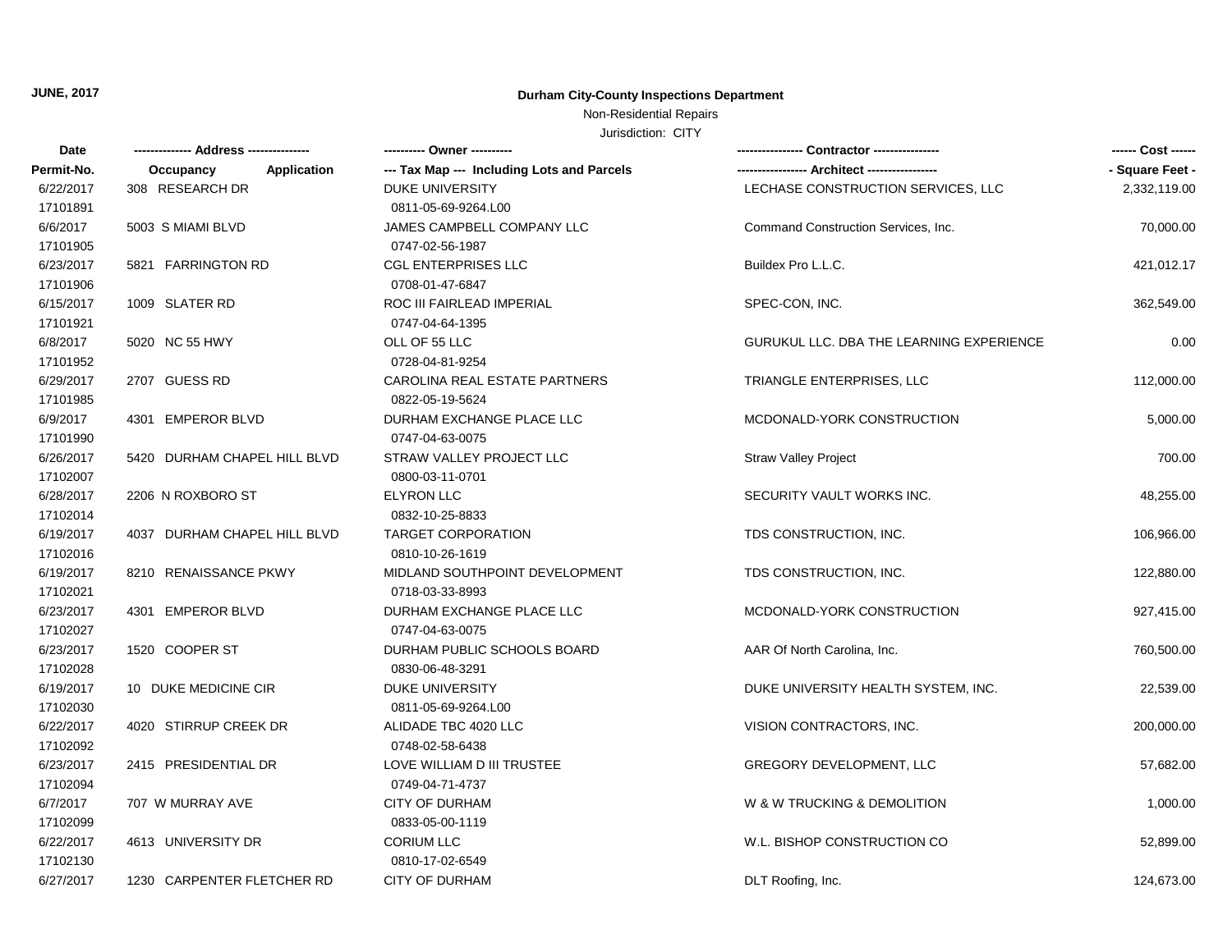JUNE, 2017

**Durham City-County Inspections Department**

Non-Residential Repairs

Jurisdiction: CITY

| Date<br>Permit-No. | Address<br>Occupancy Application | Owner<br>Tax Map --- Including Lots and Parcels | Contractor<br>Architect | Cost<br>Square Feet |
|---|---|---|---|---|
| 6/22/2017<br>17101891 | 308 RESEARCH DR | DUKE UNIVERSITY<br>0811-05-69-9264.L00 | LECHASE CONSTRUCTION SERVICES, LLC | 2,332,119.00 |
| 6/6/2017<br>17101905 | 5003 S MIAMI BLVD | JAMES CAMPBELL COMPANY LLC<br>0747-02-56-1987 | Command Construction Services, Inc. | 70,000.00 |
| 6/23/2017<br>17101906 | 5821 FARRINGTON RD | CGL ENTERPRISES LLC<br>0708-01-47-6847 | Buildex Pro L.L.C. | 421,012.17 |
| 6/15/2017<br>17101921 | 1009 SLATER RD | ROC III FAIRLEAD IMPERIAL<br>0747-04-64-1395 | SPEC-CON, INC. | 362,549.00 |
| 6/8/2017<br>17101952 | 5020 NC 55 HWY | OLL OF 55 LLC<br>0728-04-81-9254 | GURUKUL LLC. DBA THE LEARNING EXPERIENCE | 0.00 |
| 6/29/2017<br>17101985 | 2707 GUESS RD | CAROLINA REAL ESTATE PARTNERS<br>0822-05-19-5624 | TRIANGLE ENTERPRISES, LLC | 112,000.00 |
| 6/9/2017<br>17101990 | 4301 EMPEROR BLVD | DURHAM EXCHANGE PLACE LLC<br>0747-04-63-0075 | MCDONALD-YORK CONSTRUCTION | 5,000.00 |
| 6/26/2017<br>17102007 | 5420 DURHAM CHAPEL HILL BLVD | STRAW VALLEY PROJECT LLC<br>0800-03-11-0701 | Straw Valley Project | 700.00 |
| 6/28/2017<br>17102014 | 2206 N ROXBORO ST | ELYRON LLC<br>0832-10-25-8833 | SECURITY VAULT WORKS INC. | 48,255.00 |
| 6/19/2017<br>17102016 | 4037 DURHAM CHAPEL HILL BLVD | TARGET CORPORATION<br>0810-10-26-1619 | TDS CONSTRUCTION, INC. | 106,966.00 |
| 6/19/2017<br>17102021 | 8210 RENAISSANCE PKWY | MIDLAND SOUTHPOINT DEVELOPMENT<br>0718-03-33-8993 | TDS CONSTRUCTION, INC. | 122,880.00 |
| 6/23/2017<br>17102027 | 4301 EMPEROR BLVD | DURHAM EXCHANGE PLACE LLC<br>0747-04-63-0075 | MCDONALD-YORK CONSTRUCTION | 927,415.00 |
| 6/23/2017<br>17102028 | 1520 COOPER ST | DURHAM PUBLIC SCHOOLS BOARD<br>0830-06-48-3291 | AAR Of North Carolina, Inc. | 760,500.00 |
| 6/19/2017<br>17102030 | 10 DUKE MEDICINE CIR | DUKE UNIVERSITY<br>0811-05-69-9264.L00 | DUKE UNIVERSITY HEALTH SYSTEM, INC. | 22,539.00 |
| 6/22/2017<br>17102092 | 4020 STIRRUP CREEK DR | ALIDADE TBC 4020 LLC<br>0748-02-58-6438 | VISION CONTRACTORS, INC. | 200,000.00 |
| 6/23/2017<br>17102094 | 2415 PRESIDENTIAL DR | LOVE WILLIAM D III TRUSTEE<br>0749-04-71-4737 | GREGORY DEVELOPMENT, LLC | 57,682.00 |
| 6/7/2017<br>17102099 | 707 W MURRAY AVE | CITY OF DURHAM<br>0833-05-00-1119 | W & W TRUCKING & DEMOLITION | 1,000.00 |
| 6/22/2017<br>17102130 | 4613 UNIVERSITY DR | CORIUM LLC<br>0810-17-02-6549 | W.L. BISHOP CONSTRUCTION CO | 52,899.00 |
| 6/27/2017 | 1230 CARPENTER FLETCHER RD | CITY OF DURHAM | DLT Roofing, Inc. | 124,673.00 |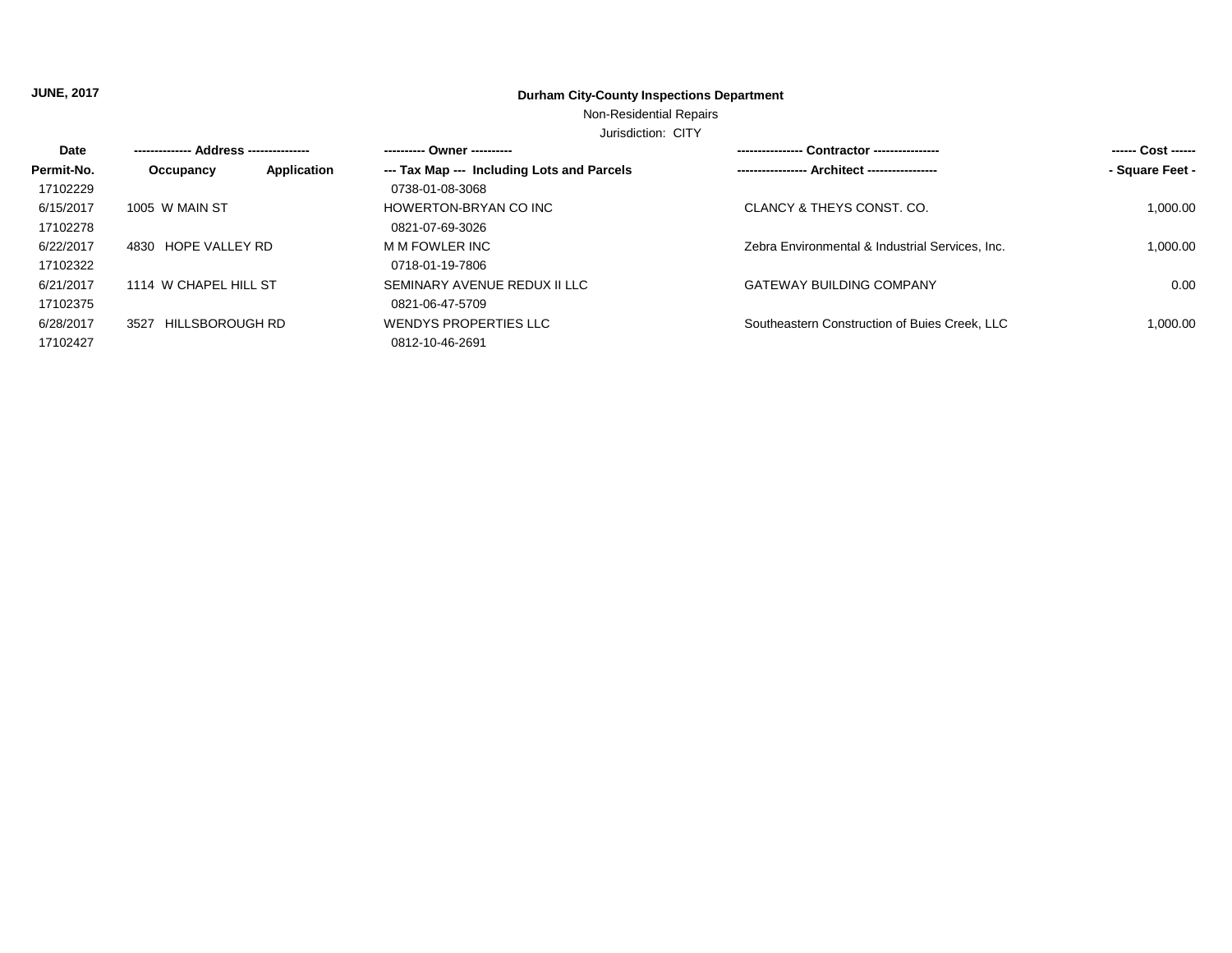**JUNE, 2017**

**Durham City-County Inspections Department**

Non-Residential Repairs

Jurisdiction: CITY

| Date / Permit-No. | Address (Occupancy / Application) | Owner / Tax Map (Including Lots and Parcels) | Contractor / Architect | Cost / Square Feet |
|---|---|---|---|---|
| 17102229 | | 0738-01-08-3068 | | |
| 6/15/2017 | 1005 W MAIN ST | HOWERTON-BRYAN CO INC | CLANCY & THEYS CONST. CO. | 1,000.00 |
| 17102278 | | 0821-07-69-3026 | | |
| 6/22/2017 | 4830 HOPE VALLEY RD | M M FOWLER INC | Zebra Environmental & Industrial Services, Inc. | 1,000.00 |
| 17102322 | | 0718-01-19-7806 | | |
| 6/21/2017 | 1114 W CHAPEL HILL ST | SEMINARY AVENUE REDUX II LLC | GATEWAY BUILDING COMPANY | 0.00 |
| 17102375 | | 0821-06-47-5709 | | |
| 6/28/2017 | 3527 HILLSBOROUGH RD | WENDYS PROPERTIES LLC | Southeastern Construction of Buies Creek, LLC | 1,000.00 |
| 17102427 | | 0812-10-46-2691 | | |